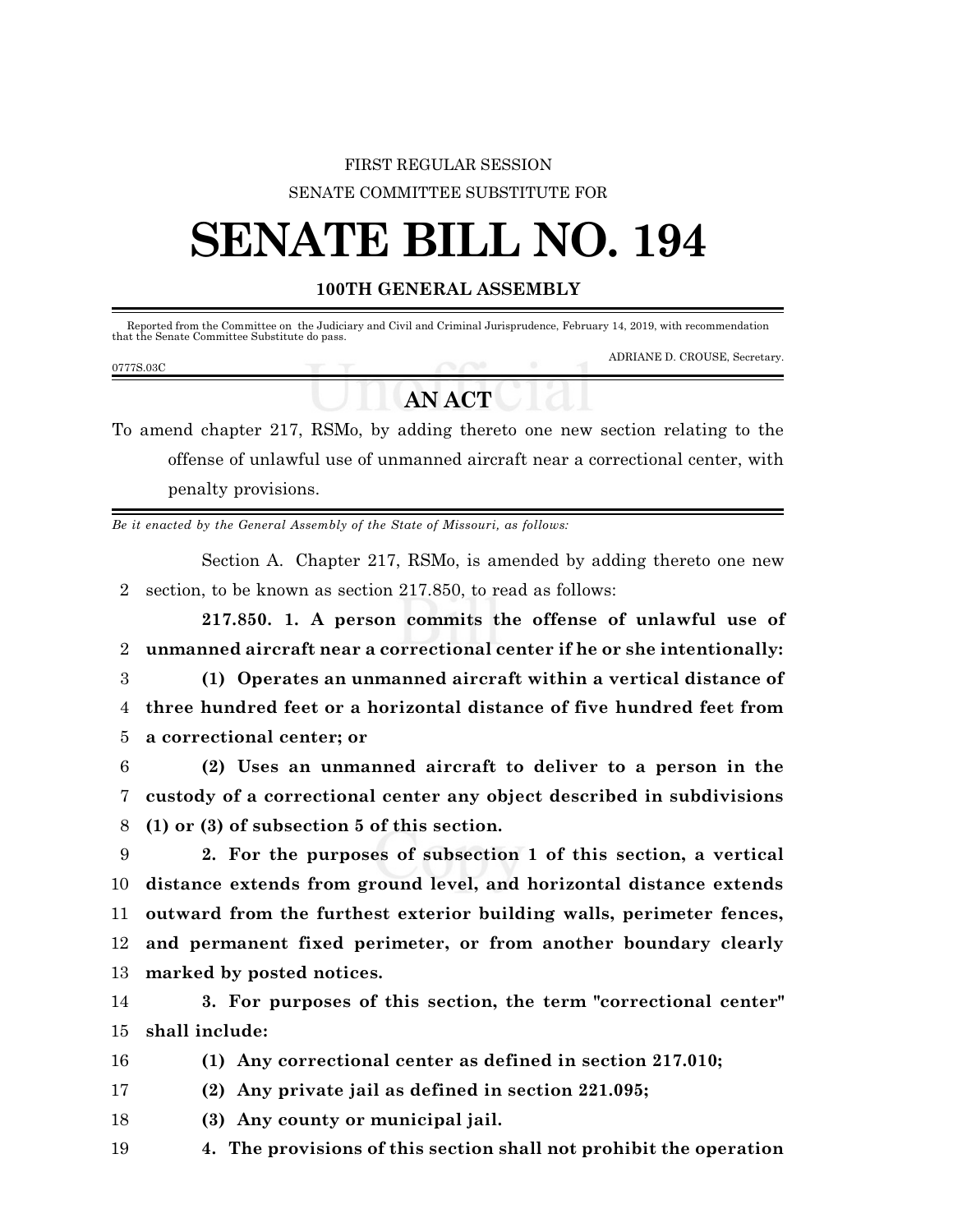FIRST REGULAR SESSION

SENATE COMMITTEE SUBSTITUTE FOR

# SENATE BILL NO. 194

**100TH GENERAL ASSEMBLY**

Reported from the Committee on the Judiciary and Civil and Criminal Jurisprudence, February 14, 2019, with recommendation that the Senate Committee Substitute do pass.

ADRIANE D. CROUSE, Secretary.

0777S.03C

## AN ACT

To amend chapter 217, RSMo, by adding thereto one new section relating to the offense of unlawful use of unmanned aircraft near a correctional center, with penalty provisions.

*Be it enacted by the General Assembly of the State of Missouri, as follows:*

Section A. Chapter 217, RSMo, is amended by adding thereto one new section, to be known as section 217.850, to read as follows:

**217.850. 1. A person commits the offense of unlawful use of unmanned aircraft near a correctional center if he or she intentionally:**

**(1) Operates an unmanned aircraft within a vertical distance of three hundred feet or a horizontal distance of five hundred feet from a correctional center; or**

**(2) Uses an unmanned aircraft to deliver to a person in the custody of a correctional center any object described in subdivisions (1) or (3) of subsection 5 of this section.**

**2. For the purposes of subsection 1 of this section, a vertical distance extends from ground level, and horizontal distance extends outward from the furthest exterior building walls, perimeter fences, and permanent fixed perimeter, or from another boundary clearly marked by posted notices.**

**3. For purposes of this section, the term "correctional center" shall include:**

**(1) Any correctional center as defined in section 217.010;**

**(2) Any private jail as defined in section 221.095;**

**(3) Any county or municipal jail.**

**4. The provisions of this section shall not prohibit the operation**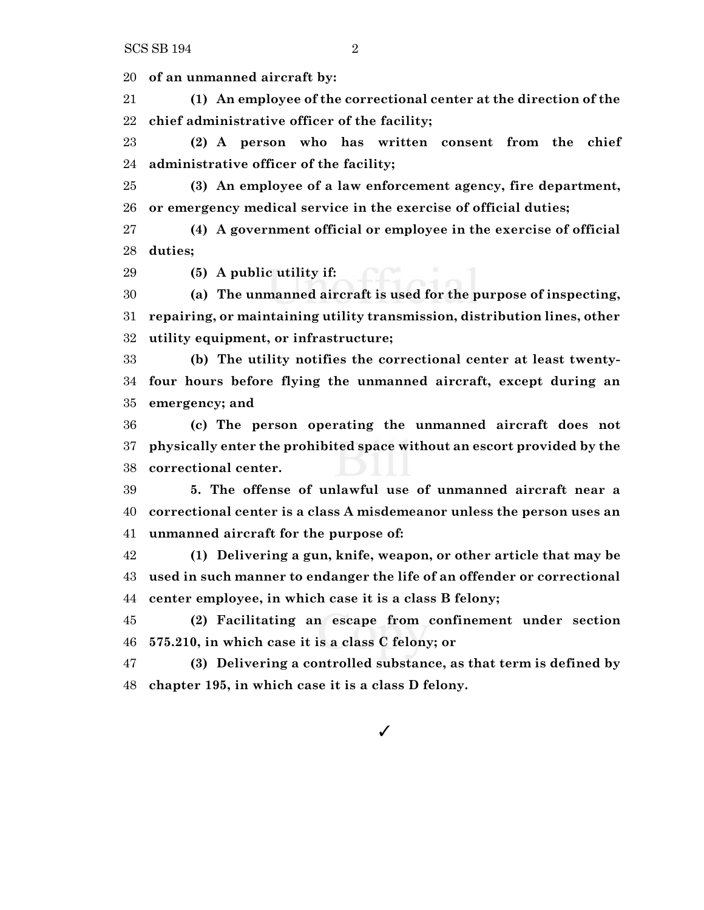**of an unmanned aircraft by:**

**(1) An employee of the correctional center at the direction of the chief administrative officer of the facility;**

**(2) A person who has written consent from the chief administrative officer of the facility;**

**(3) An employee of a law enforcement agency, fire department, or emergency medical service in the exercise of official duties;**

**(4) A government official or employee in the exercise of official duties;**

**(5) A public utility if:**

**(a) The unmanned aircraft is used for the purpose of inspecting, repairing, or maintaining utility transmission, distribution lines, other utility equipment, or infrastructure;**

**(b) The utility notifies the correctional center at least twenty-four hours before flying the unmanned aircraft, except during an emergency; and**

**(c) The person operating the unmanned aircraft does not physically enter the prohibited space without an escort provided by the correctional center.**

**5. The offense of unlawful use of unmanned aircraft near a correctional center is a class A misdemeanor unless the person uses an unmanned aircraft for the purpose of:**

**(1) Delivering a gun, knife, weapon, or other article that may be used in such manner to endanger the life of an offender or correctional center employee, in which case it is a class B felony;**

**(2) Facilitating an escape from confinement under section 575.210, in which case it is a class C felony; or**

**(3) Delivering a controlled substance, as that term is defined by chapter 195, in which case it is a class D felony.**

✓